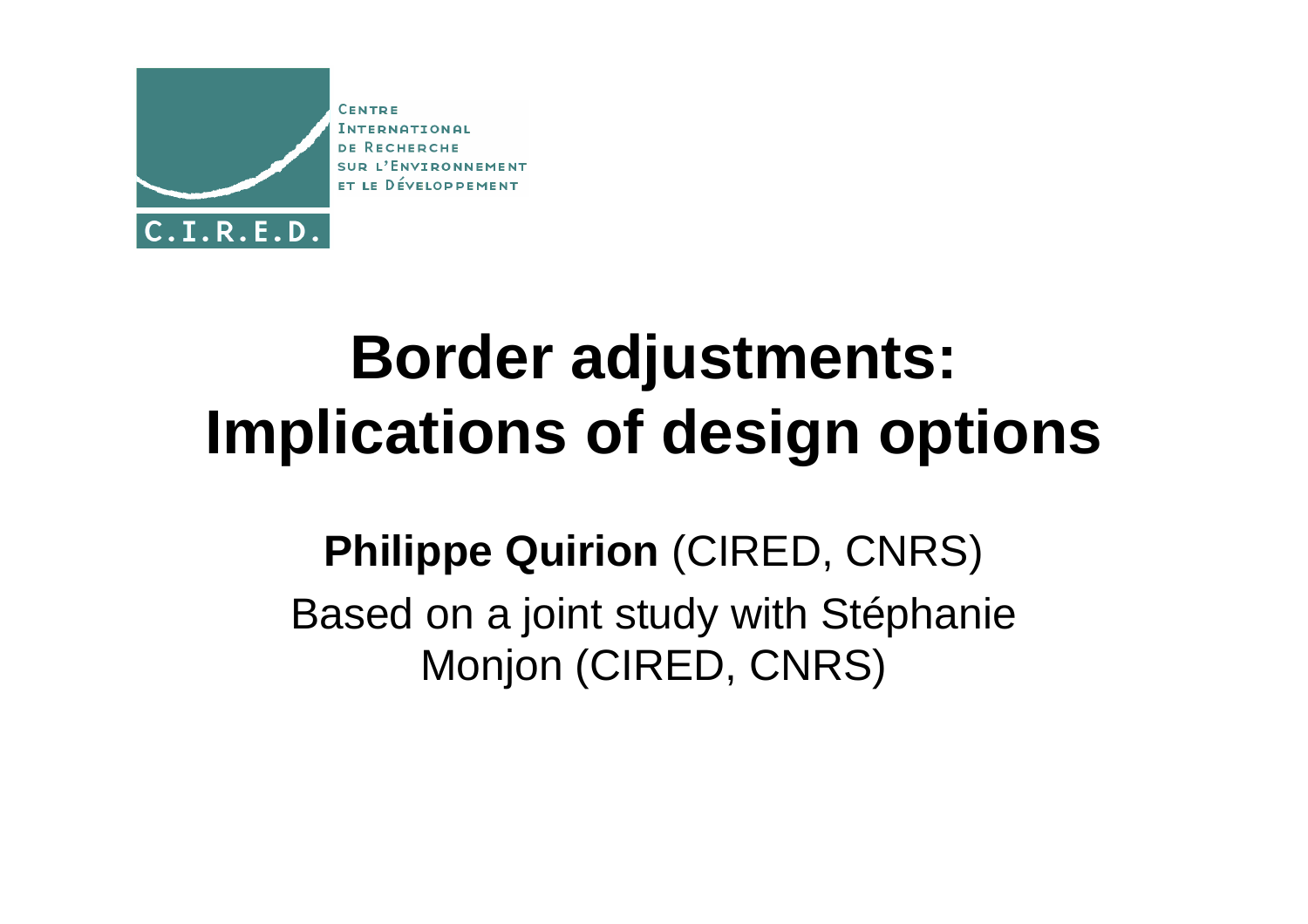Centre International de Recherche sur l'Environnement et le Développement

C.I.R.E.D.

# Border adjustments: Implications of design options

**Philippe Quirion** (CIRED, CNRS)

Based on a joint study with Stéphanie Monjon (CIRED, CNRS)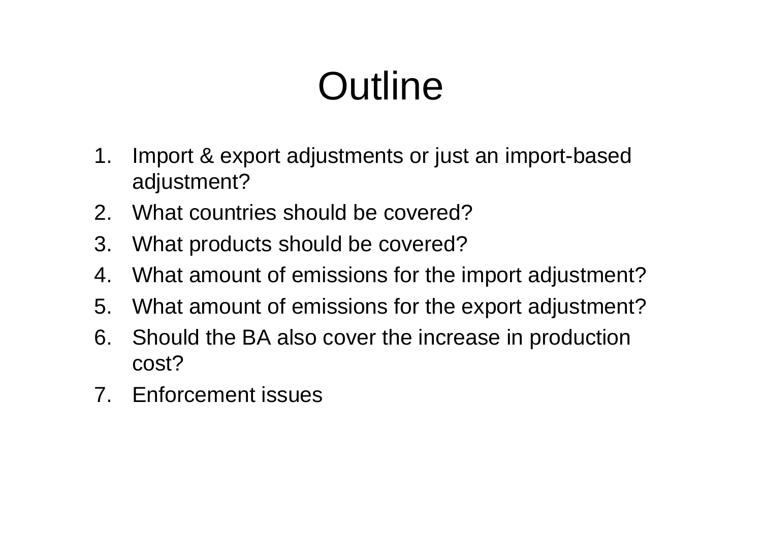# Outline

1. Import & export adjustments or just an import-based adjustment?
2. What countries should be covered?
3. What products should be covered?
4. What amount of emissions for the import adjustment?
5. What amount of emissions for the export adjustment?
6. Should the BA also cover the increase in production cost?
7. Enforcement issues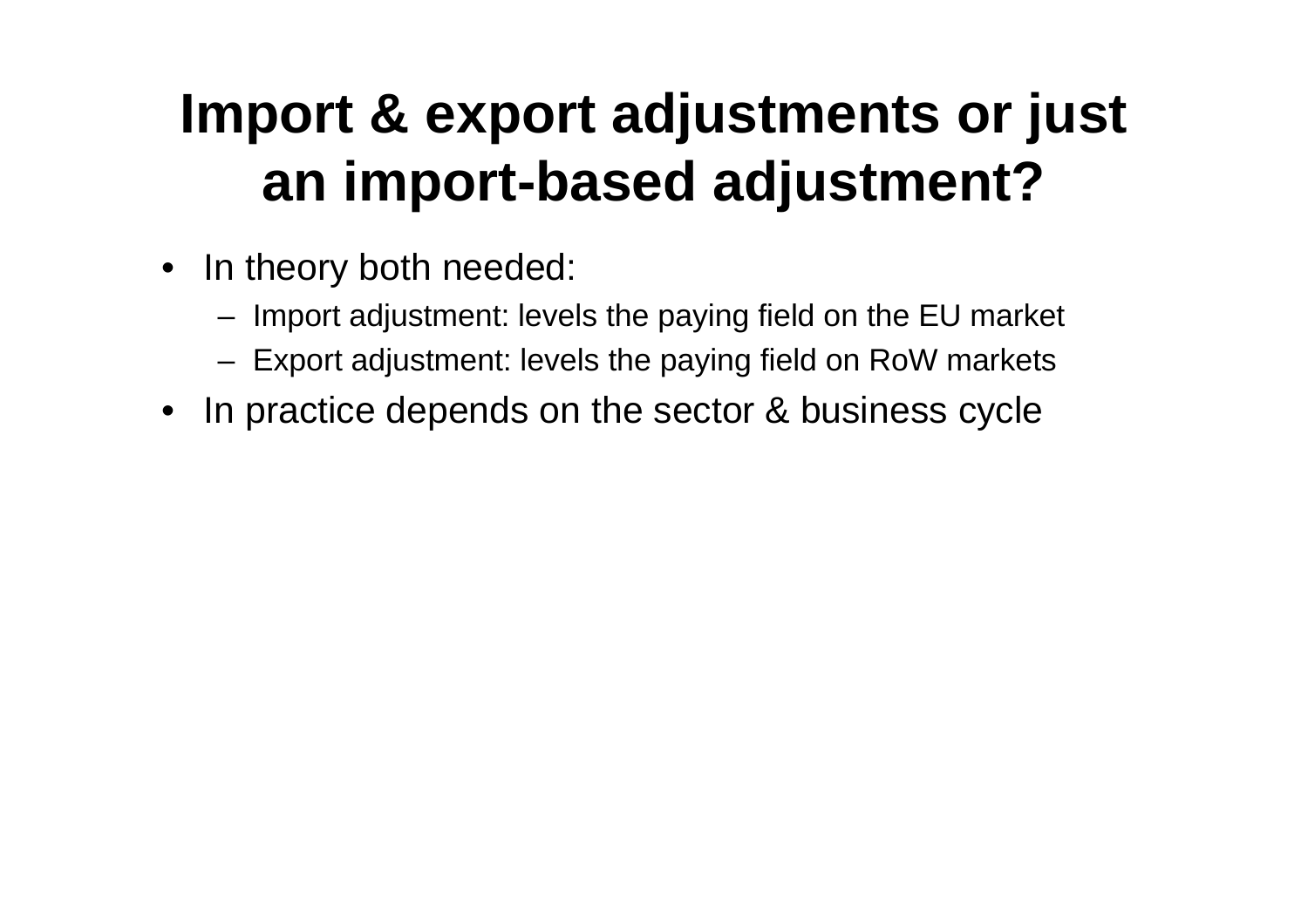# Import & export adjustments or just an import-based adjustment?

- In theory both needed:
  - Import adjustment: levels the paying field on the EU market
  - Export adjustment: levels the paying field on RoW markets
- In practice depends on the sector & business cycle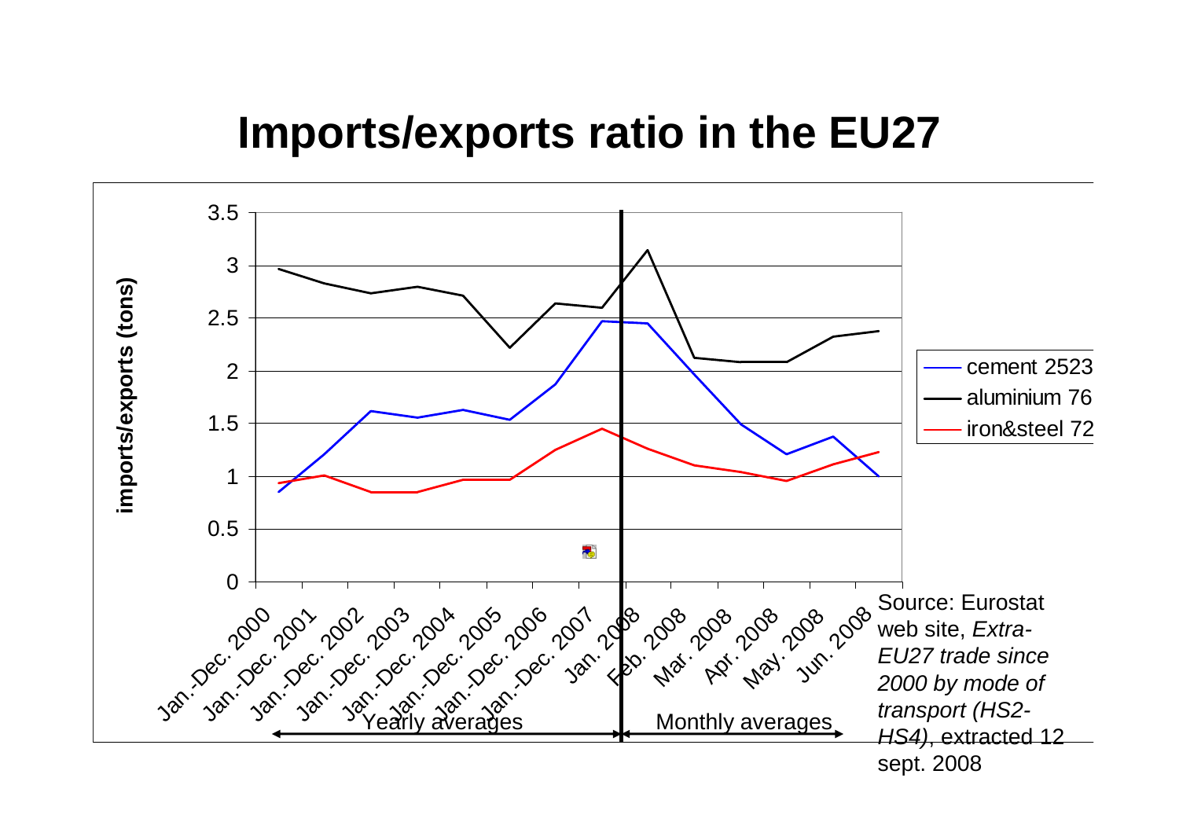# Imports/exports ratio in the EU27

imports/exports (tons)

3.5
3
2.5
2
1.5
1
0.5
0

Jan.-Dec. 2000, Jan.-Dec. 2001, Jan.-Dec. 2002, Jan.-Dec. 2003, Jan.-Dec. 2004, Jan.-Dec. 2005, Jan.-Dec. 2006, Jan.-Dec. 2007, Jan. 2008, Feb. 2008, Mar. 2008, Apr. 2008, May. 2008, Jun. 2008

Yearly averages

Monthly averages

cement 2523
aluminium 76
iron&steel 72

Source: Eurostat web site, *Extra-EU27 trade since 2000 by mode of transport (HS2-HS4)*, extracted 12 sept. 2008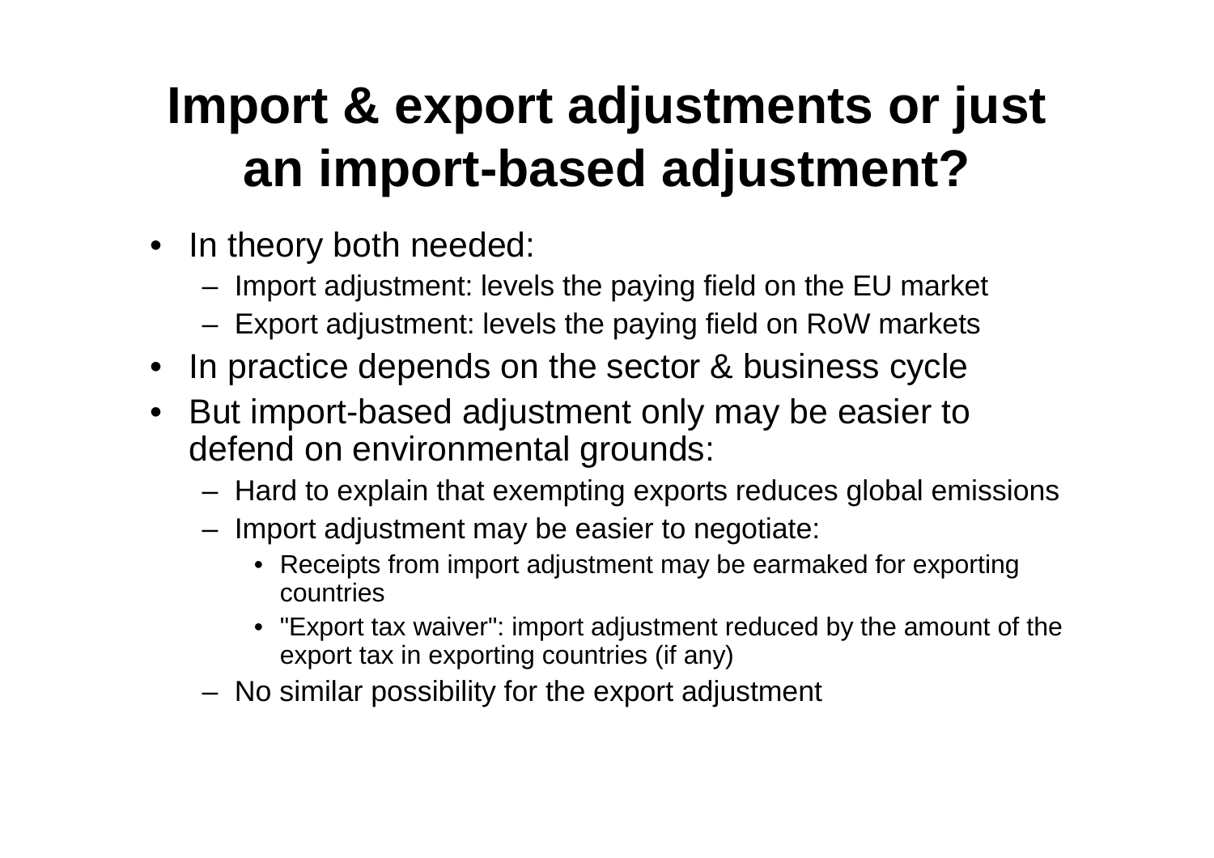# Import & export adjustments or just an import-based adjustment?

- In theory both needed:
  - Import adjustment: levels the paying field on the EU market
  - Export adjustment: levels the paying field on RoW markets
- In practice depends on the sector & business cycle
- But import-based adjustment only may be easier to defend on environmental grounds:
  - Hard to explain that exempting exports reduces global emissions
  - Import adjustment may be easier to negotiate:
    - Receipts from import adjustment may be earmaked for exporting countries
    - "Export tax waiver": import adjustment reduced by the amount of the export tax in exporting countries (if any)
  - No similar possibility for the export adjustment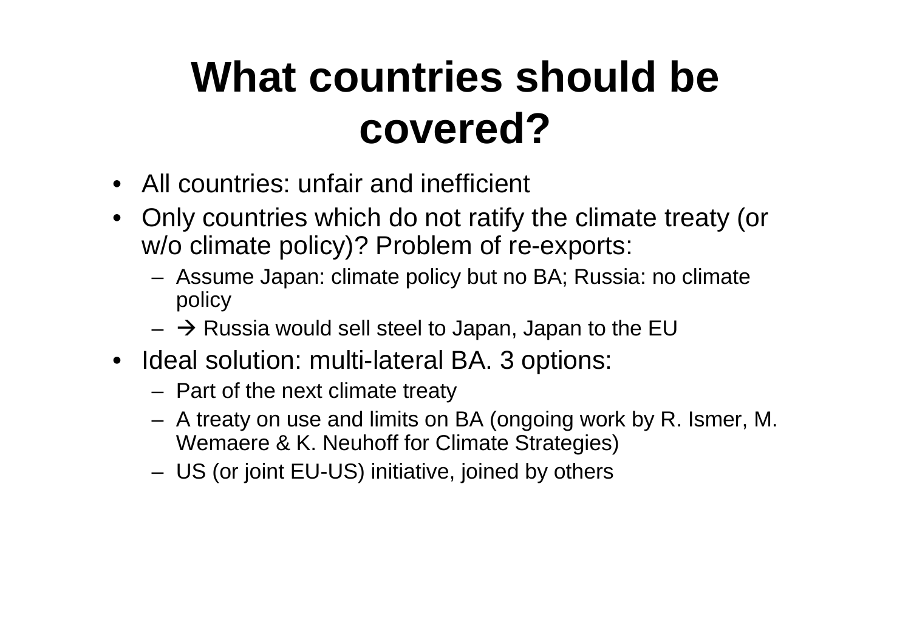# What countries should be covered?

- All countries: unfair and inefficient
- Only countries which do not ratify the climate treaty (or w/o climate policy)? Problem of re-exports:
  - Assume Japan: climate policy but no BA; Russia: no climate policy
  - → Russia would sell steel to Japan, Japan to the EU
- Ideal solution: multi-lateral BA. 3 options:
  - Part of the next climate treaty
  - A treaty on use and limits on BA (ongoing work by R. Ismer, M. Wemaere & K. Neuhoff for Climate Strategies)
  - US (or joint EU-US) initiative, joined by others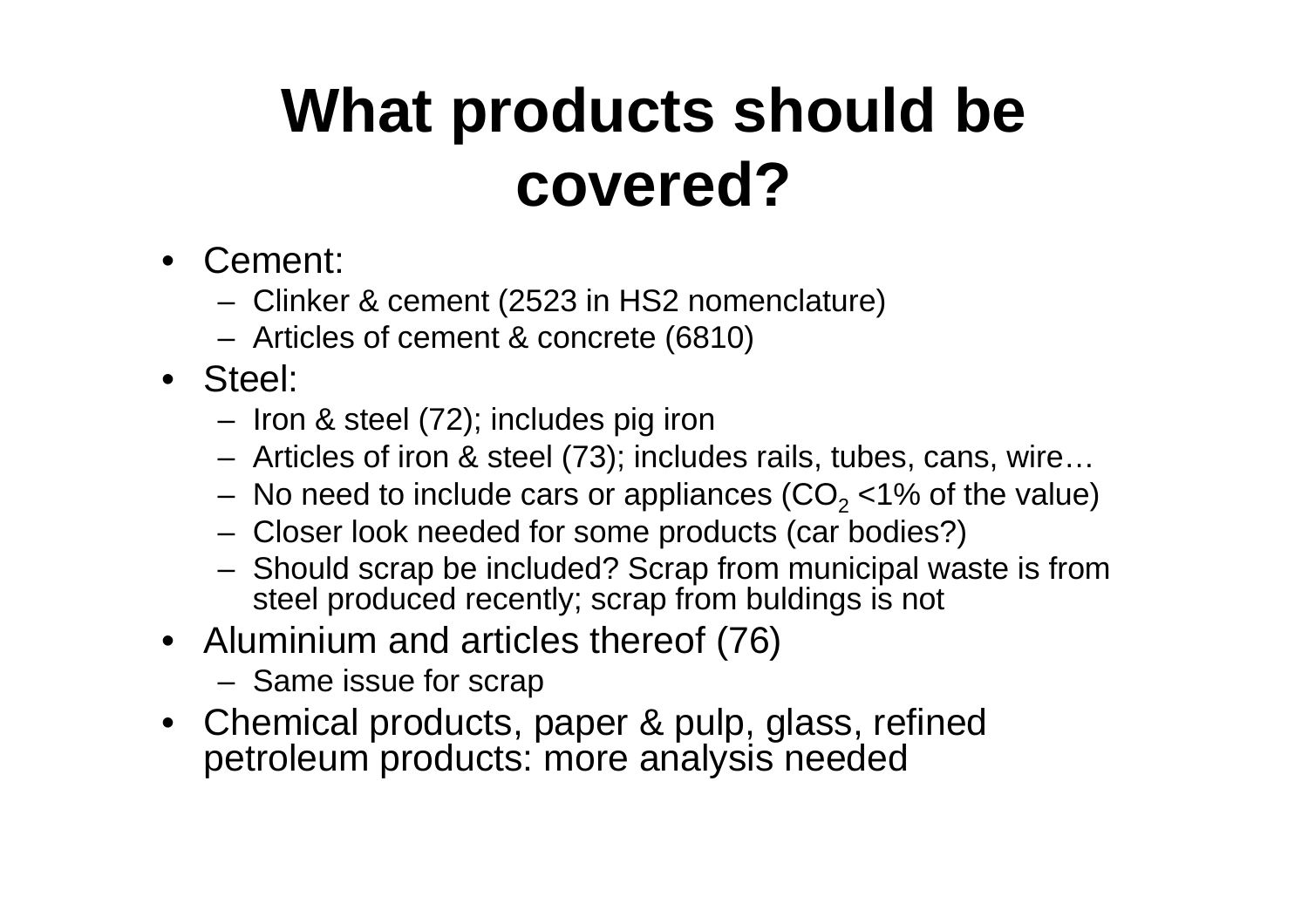# What products should be covered?

- Cement:
  - Clinker & cement (2523 in HS2 nomenclature)
  - Articles of cement & concrete (6810)
- Steel:
  - Iron & steel (72); includes pig iron
  - Articles of iron & steel (73); includes rails, tubes, cans, wire…
  - No need to include cars or appliances ($CO_2$ <1% of the value)
  - Closer look needed for some products (car bodies?)
  - Should scrap be included? Scrap from municipal waste is from steel produced recently; scrap from buldings is not
- Aluminium and articles thereof (76)
  - Same issue for scrap
- Chemical products, paper & pulp, glass, refined petroleum products: more analysis needed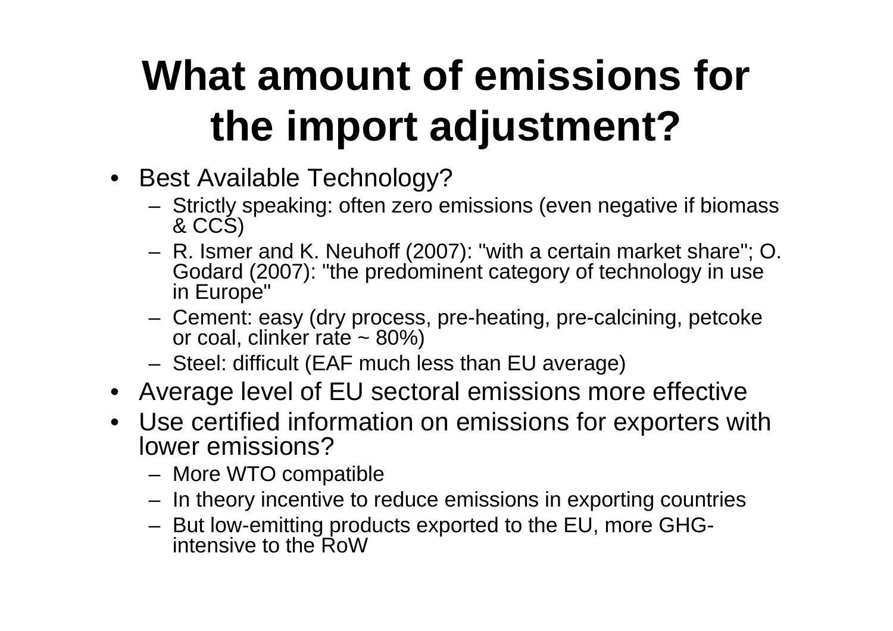# What amount of emissions for the import adjustment?

- Best Available Technology?
  - Strictly speaking: often zero emissions (even negative if biomass & CCS)
  - R. Ismer and K. Neuhoff (2007): "with a certain market share"; O. Godard (2007): "the predominent category of technology in use in Europe"
  - Cement: easy (dry process, pre-heating, pre-calcining, petcoke or coal, clinker rate ~ 80%)
  - Steel: difficult (EAF much less than EU average)
- Average level of EU sectoral emissions more effective
- Use certified information on emissions for exporters with lower emissions?
  - More WTO compatible
  - In theory incentive to reduce emissions in exporting countries
  - But low-emitting products exported to the EU, more GHG-intensive to the RoW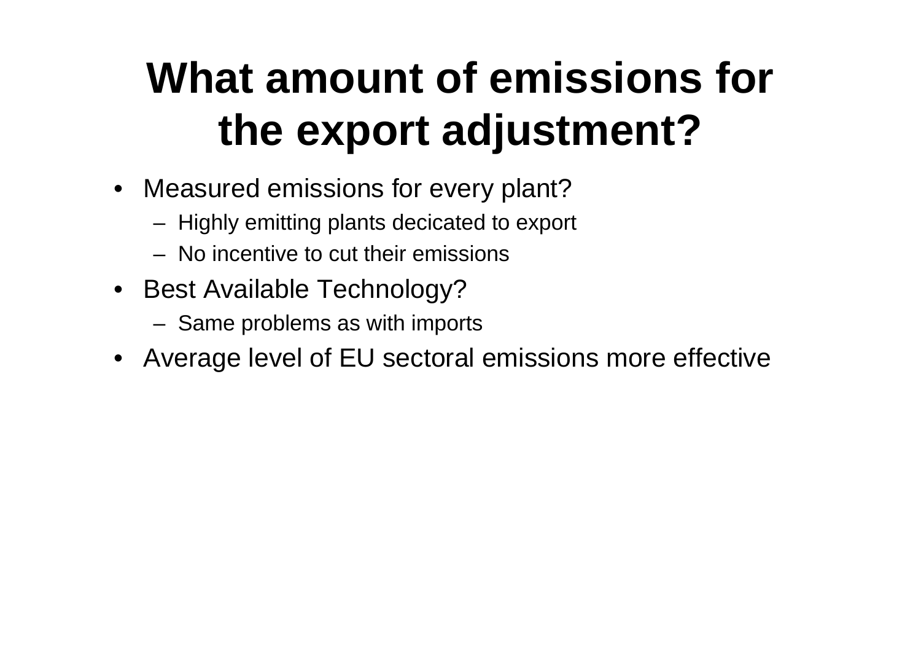# What amount of emissions for the export adjustment?

- Measured emissions for every plant?
  - Highly emitting plants decicated to export
  - No incentive to cut their emissions
- Best Available Technology?
  - Same problems as with imports
- Average level of EU sectoral emissions more effective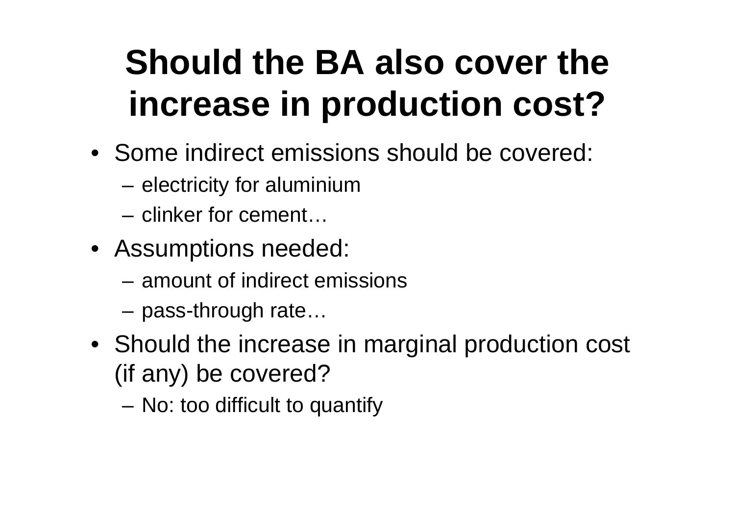# Should the BA also cover the increase in production cost?

- Some indirect emissions should be covered:
  - electricity for aluminium
  - clinker for cement…
- Assumptions needed:
  - amount of indirect emissions
  - pass-through rate…
- Should the increase in marginal production cost (if any) be covered?
  - No: too difficult to quantify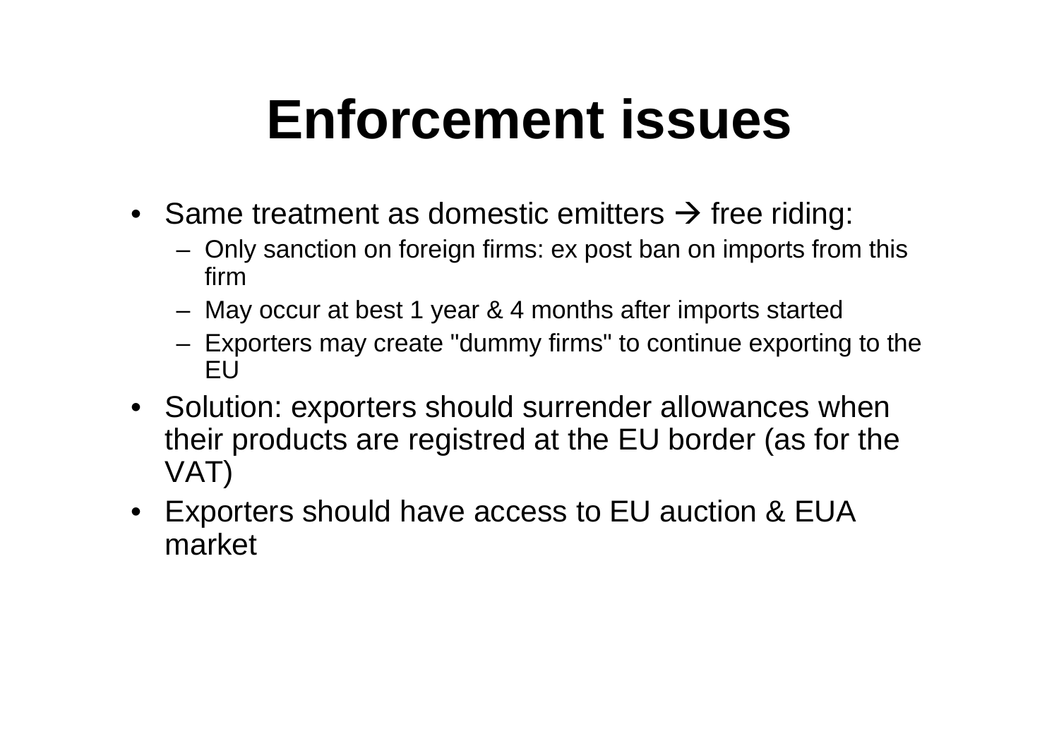# Enforcement issues

- Same treatment as domestic emitters → free riding:
  - Only sanction on foreign firms: ex post ban on imports from this firm
  - May occur at best 1 year & 4 months after imports started
  - Exporters may create "dummy firms" to continue exporting to the EU
- Solution: exporters should surrender allowances when their products are registred at the EU border (as for the VAT)
- Exporters should have access to EU auction & EUA market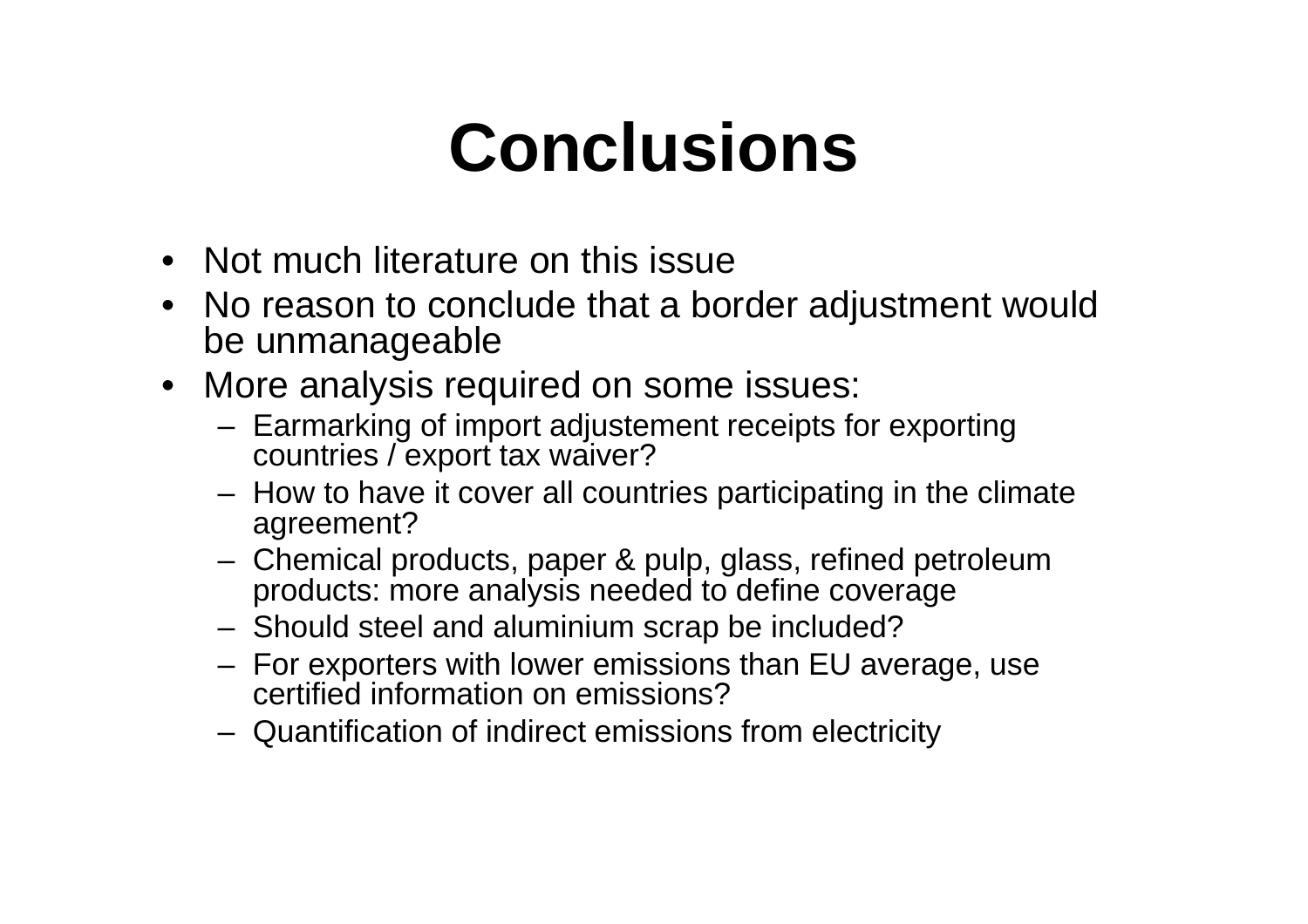# Conclusions

- Not much literature on this issue
- No reason to conclude that a border adjustment would be unmanageable
- More analysis required on some issues:
  - Earmarking of import adjustement receipts for exporting countries / export tax waiver?
  - How to have it cover all countries participating in the climate agreement?
  - Chemical products, paper & pulp, glass, refined petroleum products: more analysis needed to define coverage
  - Should steel and aluminium scrap be included?
  - For exporters with lower emissions than EU average, use certified information on emissions?
  - Quantification of indirect emissions from electricity